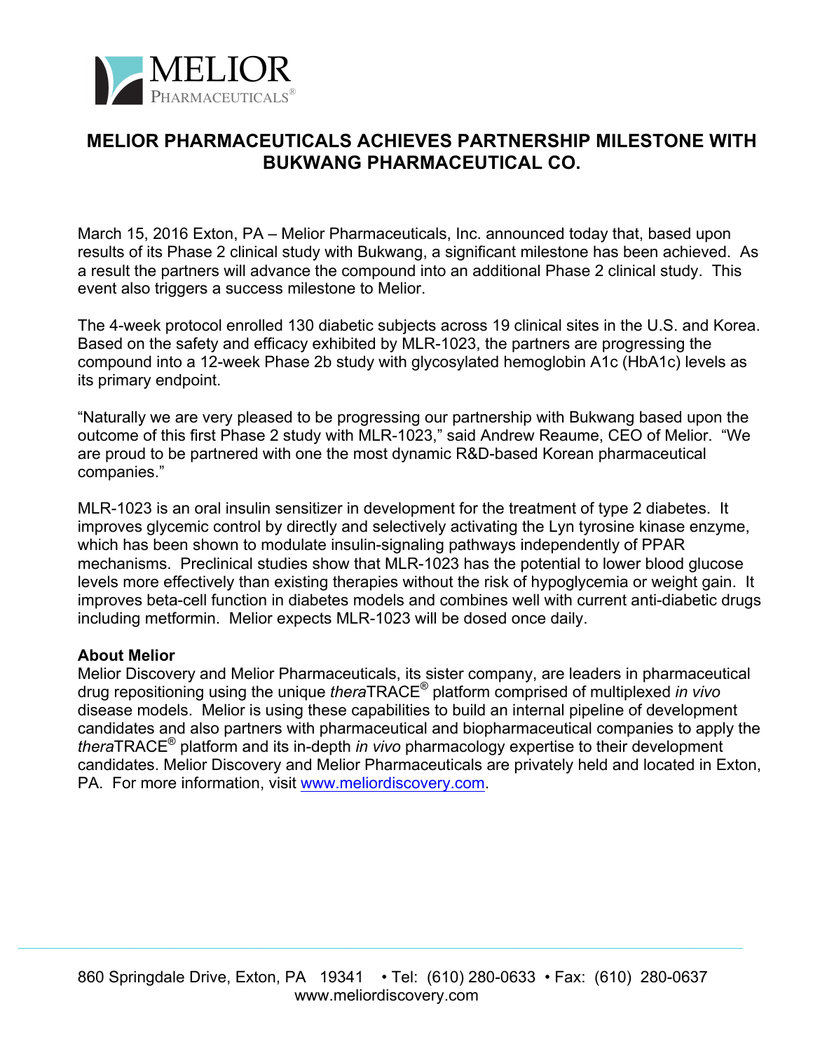MELIOR
PHARMACEUTICALS®

# MELIOR PHARMACEUTICALS ACHIEVES PARTNERSHIP MILESTONE WITH BUKWANG PHARMACEUTICAL CO.

March 15, 2016 Exton, PA – Melior Pharmaceuticals, Inc. announced today that, based upon results of its Phase 2 clinical study with Bukwang, a significant milestone has been achieved. As a result the partners will advance the compound into an additional Phase 2 clinical study. This event also triggers a success milestone to Melior.

The 4-week protocol enrolled 130 diabetic subjects across 19 clinical sites in the U.S. and Korea. Based on the safety and efficacy exhibited by MLR-1023, the partners are progressing the compound into a 12-week Phase 2b study with glycosylated hemoglobin A1c (HbA1c) levels as its primary endpoint.

"Naturally we are very pleased to be progressing our partnership with Bukwang based upon the outcome of this first Phase 2 study with MLR-1023," said Andrew Reaume, CEO of Melior. "We are proud to be partnered with one the most dynamic R&D-based Korean pharmaceutical companies."

MLR-1023 is an oral insulin sensitizer in development for the treatment of type 2 diabetes. It improves glycemic control by directly and selectively activating the Lyn tyrosine kinase enzyme, which has been shown to modulate insulin-signaling pathways independently of PPAR mechanisms. Preclinical studies show that MLR-1023 has the potential to lower blood glucose levels more effectively than existing therapies without the risk of hypoglycemia or weight gain. It improves beta-cell function in diabetes models and combines well with current anti-diabetic drugs including metformin. Melior expects MLR-1023 will be dosed once daily.

**About Melior**
Melior Discovery and Melior Pharmaceuticals, its sister company, are leaders in pharmaceutical drug repositioning using the unique *thera*TRACE® platform comprised of multiplexed *in vivo* disease models. Melior is using these capabilities to build an internal pipeline of development candidates and also partners with pharmaceutical and biopharmaceutical companies to apply the *thera*TRACE® platform and its in-depth *in vivo* pharmacology expertise to their development candidates. Melior Discovery and Melior Pharmaceuticals are privately held and located in Exton, PA. For more information, visit www.meliordiscovery.com.

860 Springdale Drive, Exton, PA 19341 • Tel: (610) 280-0633 • Fax: (610) 280-0637
www.meliordiscovery.com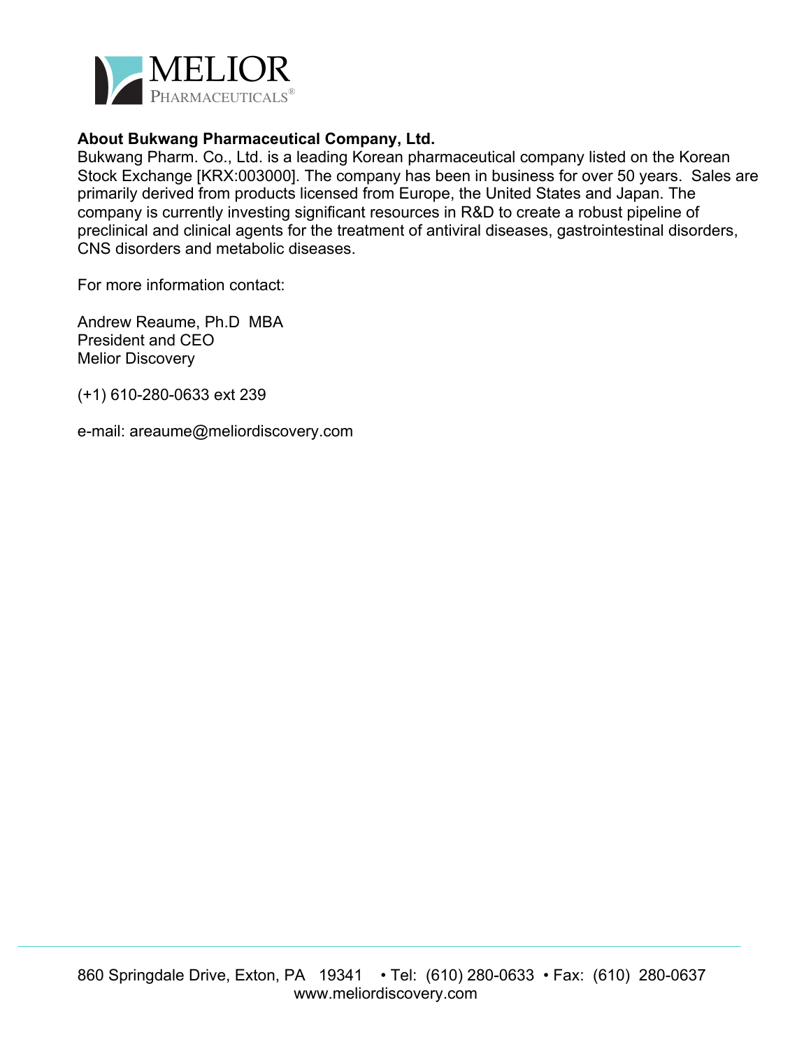**About Bukwang Pharmaceutical Company, Ltd.**

Bukwang Pharm. Co., Ltd. is a leading Korean pharmaceutical company listed on the Korean Stock Exchange [KRX:003000]. The company has been in business for over 50 years. Sales are primarily derived from products licensed from Europe, the United States and Japan. The company is currently investing significant resources in R&D to create a robust pipeline of preclinical and clinical agents for the treatment of antiviral diseases, gastrointestinal disorders, CNS disorders and metabolic diseases.

For more information contact:

Andrew Reaume, Ph.D MBA
President and CEO
Melior Discovery

(+1) 610-280-0633 ext 239

e-mail: areaume@meliordiscovery.com

860 Springdale Drive, Exton, PA 19341 • Tel: (610) 280-0633 • Fax: (610) 280-0637
www.meliordiscovery.com